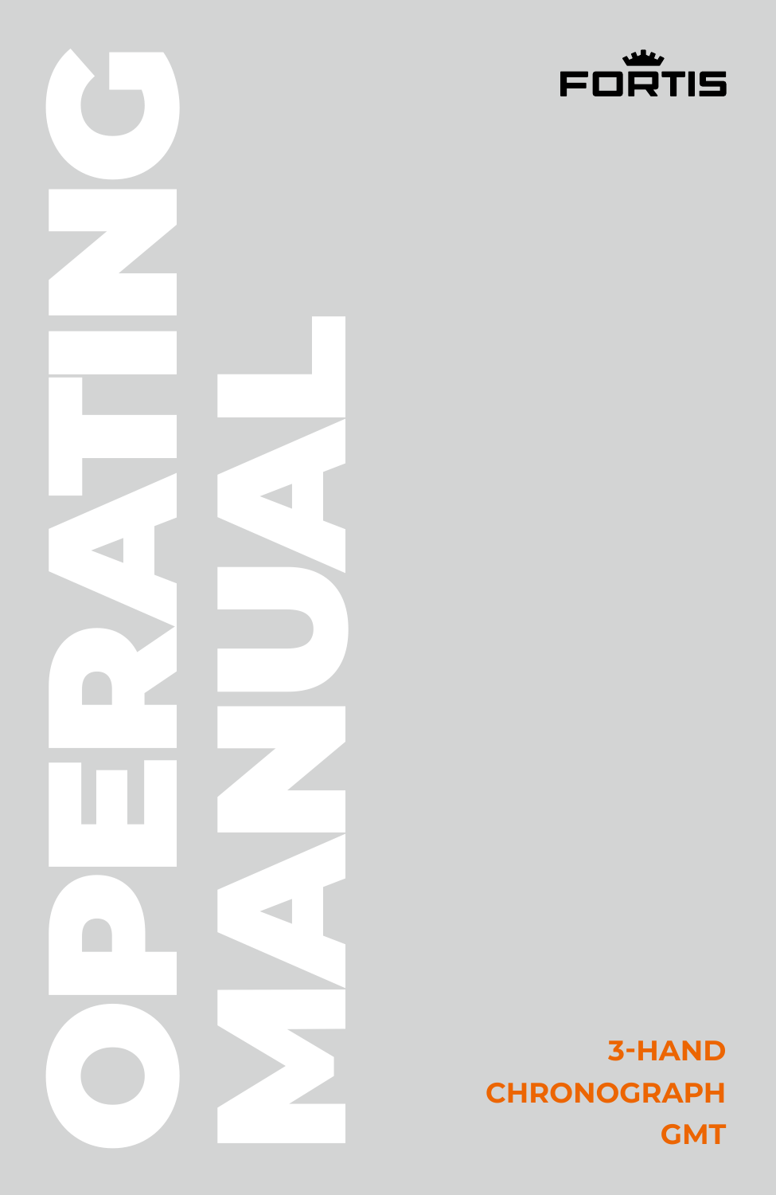FORTIS

# OPERATING MANUAL

**3-HAND**
**CHRONOGRAPH**
**GMT**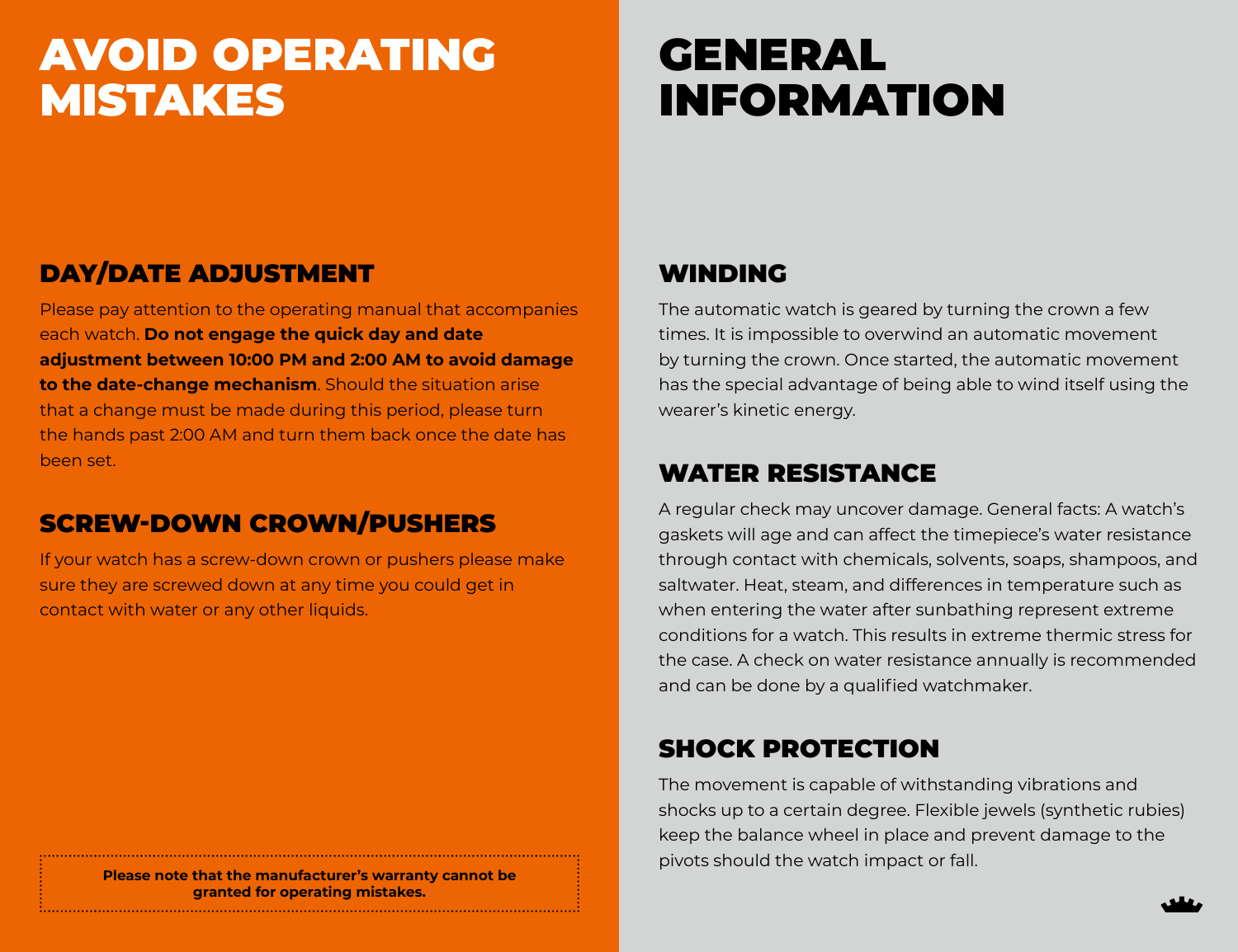# AVOID OPERATING MISTAKES

## DAY/DATE ADJUSTMENT

Please pay attention to the operating manual that accompanies each watch. **Do not engage the quick day and date adjustment between 10:00 PM and 2:00 AM to avoid damage to the date-change mechanism**. Should the situation arise that a change must be made during this period, please turn the hands past 2:00 AM and turn them back once the date has been set.

## SCREW-DOWN CROWN/PUSHERS

If your watch has a screw-down crown or pushers please make sure they are screwed down at any time you could get in contact with water or any other liquids.

**Please note that the manufacturer's warranty cannot be granted for operating mistakes.**

# GENERAL INFORMATION

## WINDING

The automatic watch is geared by turning the crown a few times. It is impossible to overwind an automatic movement by turning the crown. Once started, the automatic movement has the special advantage of being able to wind itself using the wearer's kinetic energy.

## WATER RESISTANCE

A regular check may uncover damage. General facts: A watch's gaskets will age and can affect the timepiece's water resistance through contact with chemicals, solvents, soaps, shampoos, and saltwater. Heat, steam, and differences in temperature such as when entering the water after sunbathing represent extreme conditions for a watch. This results in extreme thermic stress for the case. A check on water resistance annually is recommended and can be done by a qualified watchmaker.

## SHOCK PROTECTION

The movement is capable of withstanding vibrations and shocks up to a certain degree. Flexible jewels (synthetic rubies) keep the balance wheel in place and prevent damage to the pivots should the watch impact or fall.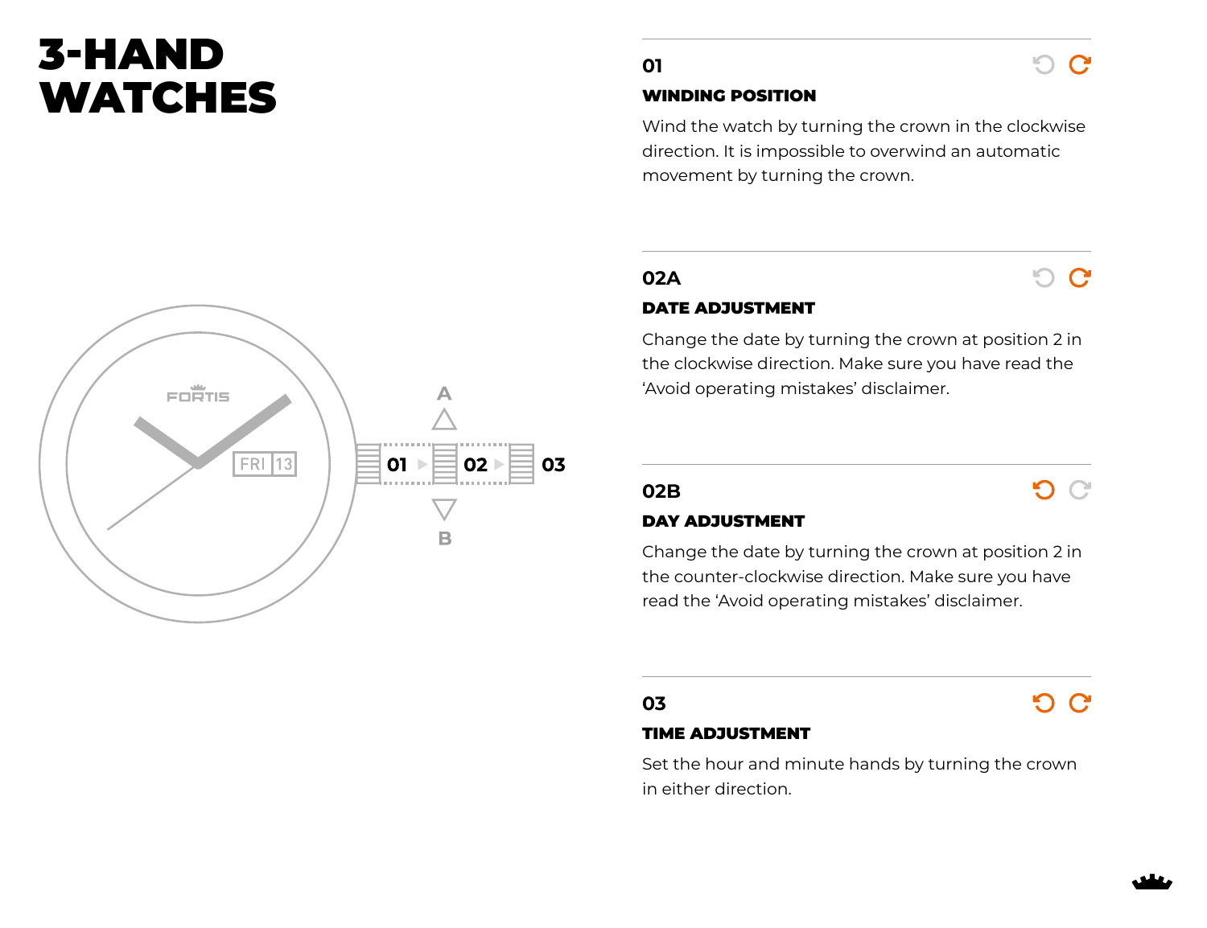# 3-HAND WATCHES

### 01

**WINDING POSITION**

Wind the watch by turning the crown in the clockwise direction. It is impossible to overwind an automatic movement by turning the crown.

### 02A

**DATE ADJUSTMENT**

Change the date by turning the crown at position 2 in the clockwise direction. Make sure you have read the 'Avoid operating mistakes' disclaimer.

### 02B

**DAY ADJUSTMENT**

Change the date by turning the crown at position 2 in the counter-clockwise direction. Make sure you have read the 'Avoid operating mistakes' disclaimer.

### 03

**TIME ADJUSTMENT**

Set the hour and minute hands by turning the crown in either direction.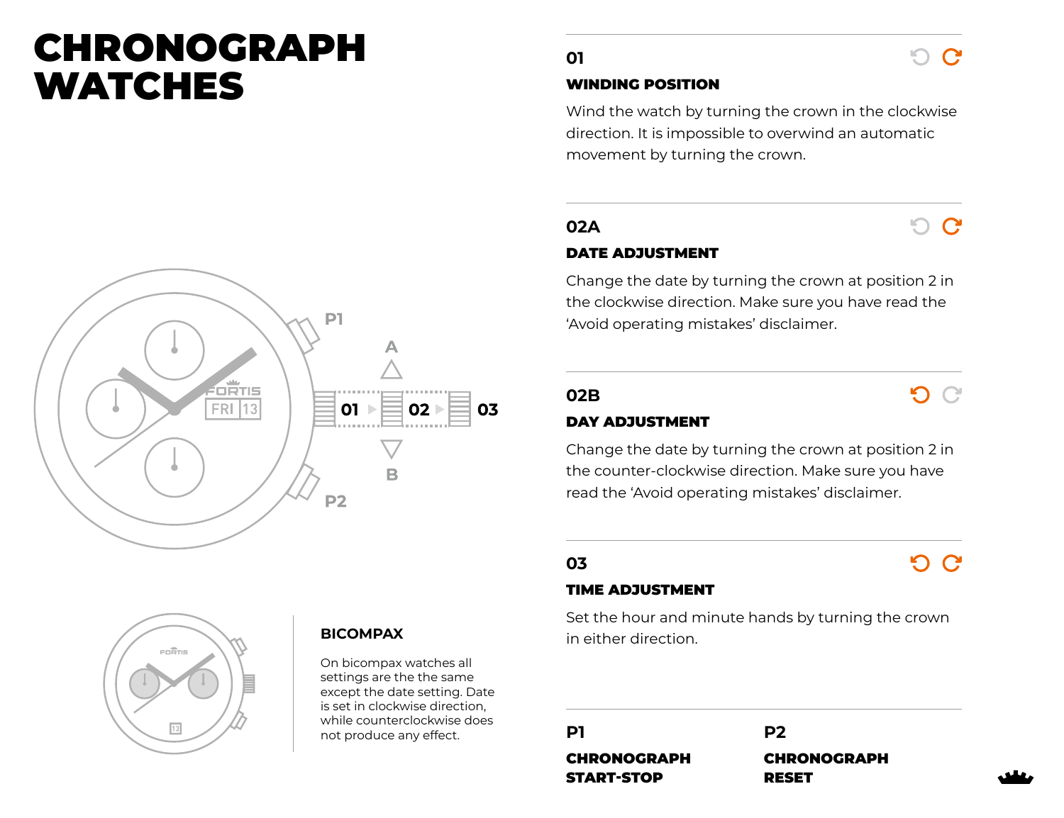# CHRONOGRAPH WATCHES

P1

A

01 02 03

B

P2

## BICOMPAX

On bicompax watches all settings are the the same except the date setting. Date is set in clockwise direction, while counterclockwise does not produce any effect.

### 01

**WINDING POSITION**

Wind the watch by turning the crown in the clockwise direction. It is impossible to overwind an automatic movement by turning the crown.

### 02A

**DATE ADJUSTMENT**

Change the date by turning the crown at position 2 in the clockwise direction. Make sure you have read the 'Avoid operating mistakes' disclaimer.

### 02B

**DAY ADJUSTMENT**

Change the date by turning the crown at position 2 in the counter-clockwise direction. Make sure you have read the 'Avoid operating mistakes' disclaimer.

### 03

**TIME ADJUSTMENT**

Set the hour and minute hands by turning the crown in either direction.

### P1

**CHRONOGRAPH START-STOP**

### P2

**CHRONOGRAPH RESET**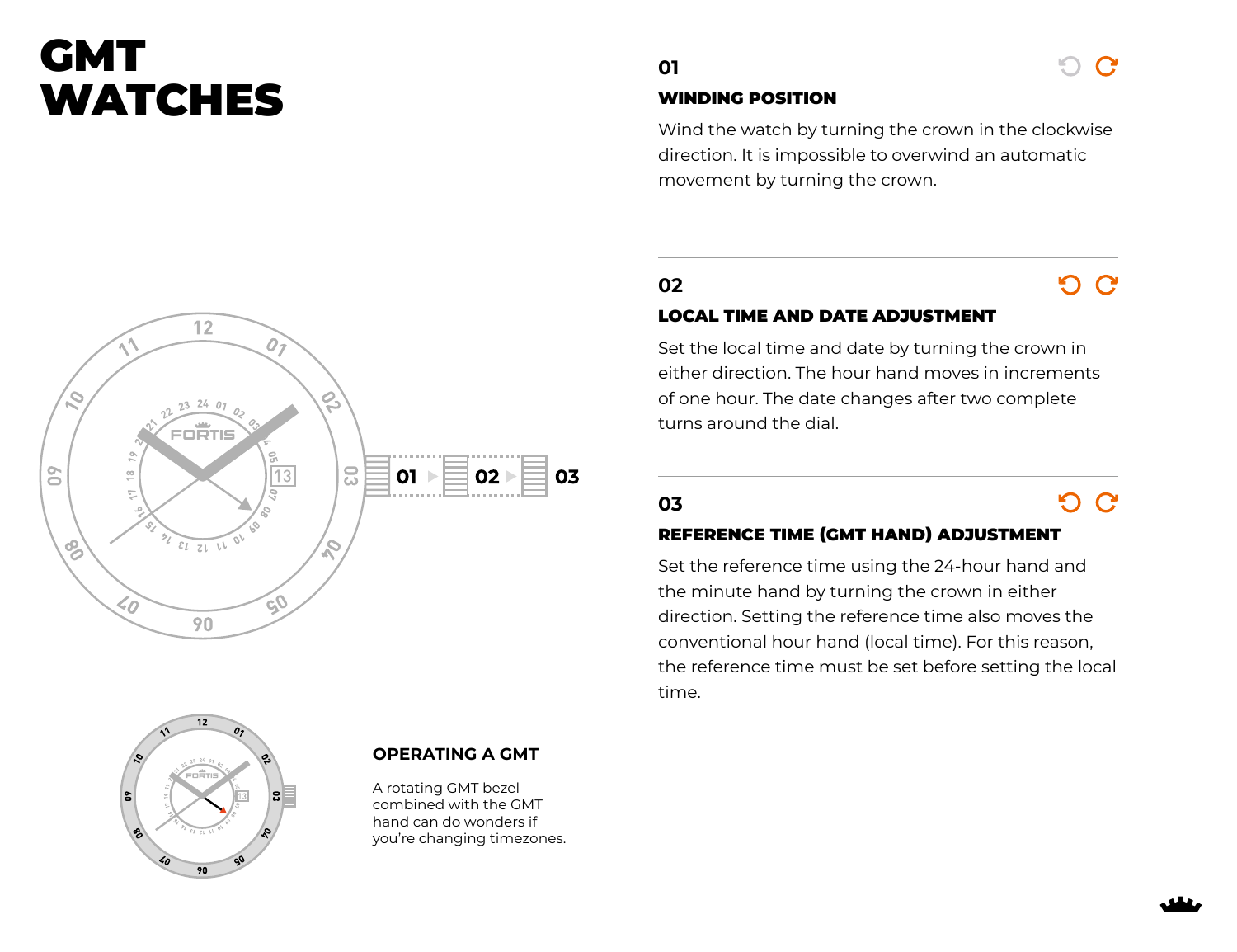# GMT WATCHES

## 01

### WINDING POSITION

Wind the watch by turning the crown in the clockwise direction. It is impossible to overwind an automatic movement by turning the crown.

## 02

### LOCAL TIME AND DATE ADJUSTMENT

Set the local time and date by turning the crown in either direction. The hour hand moves in increments of one hour. The date changes after two complete turns around the dial.

## 03

### REFERENCE TIME (GMT HAND) ADJUSTMENT

Set the reference time using the 24-hour hand and the minute hand by turning the crown in either direction. Setting the reference time also moves the conventional hour hand (local time). For this reason, the reference time must be set before setting the local time.

### OPERATING A GMT

A rotating GMT bezel combined with the GMT hand can do wonders if you're changing timezones.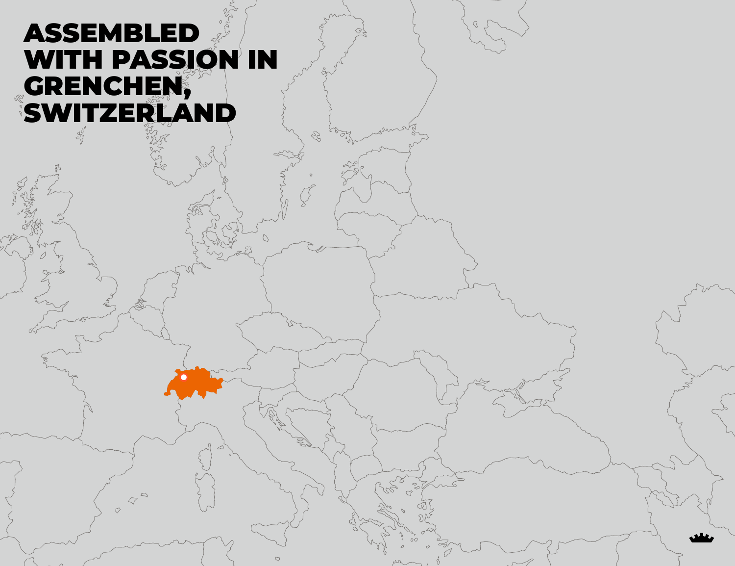# ASSEMBLED WITH PASSION IN GRENCHEN, SWITZERLAND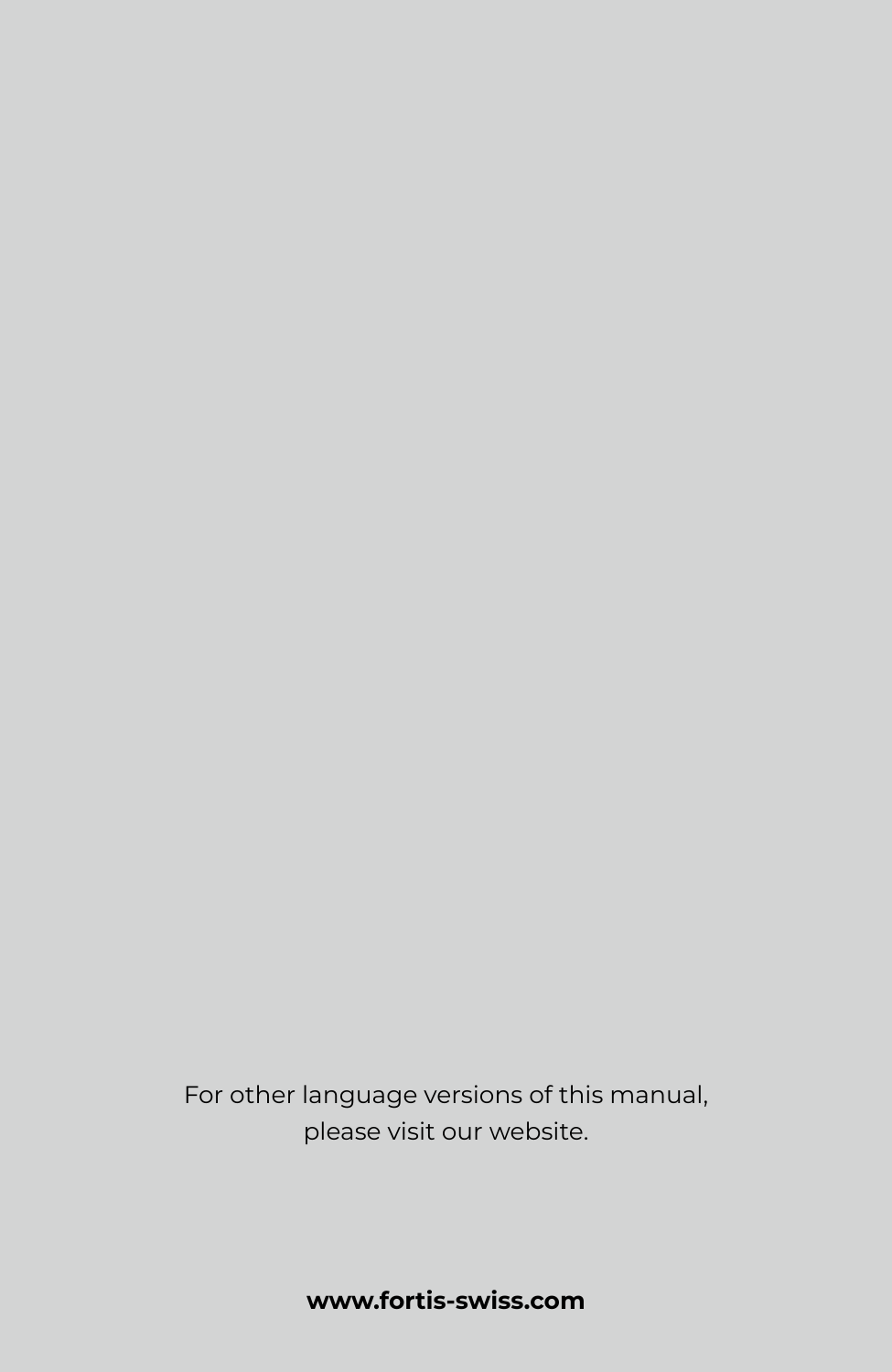For other language versions of this manual,
please visit our website.

**www.fortis-swiss.com**